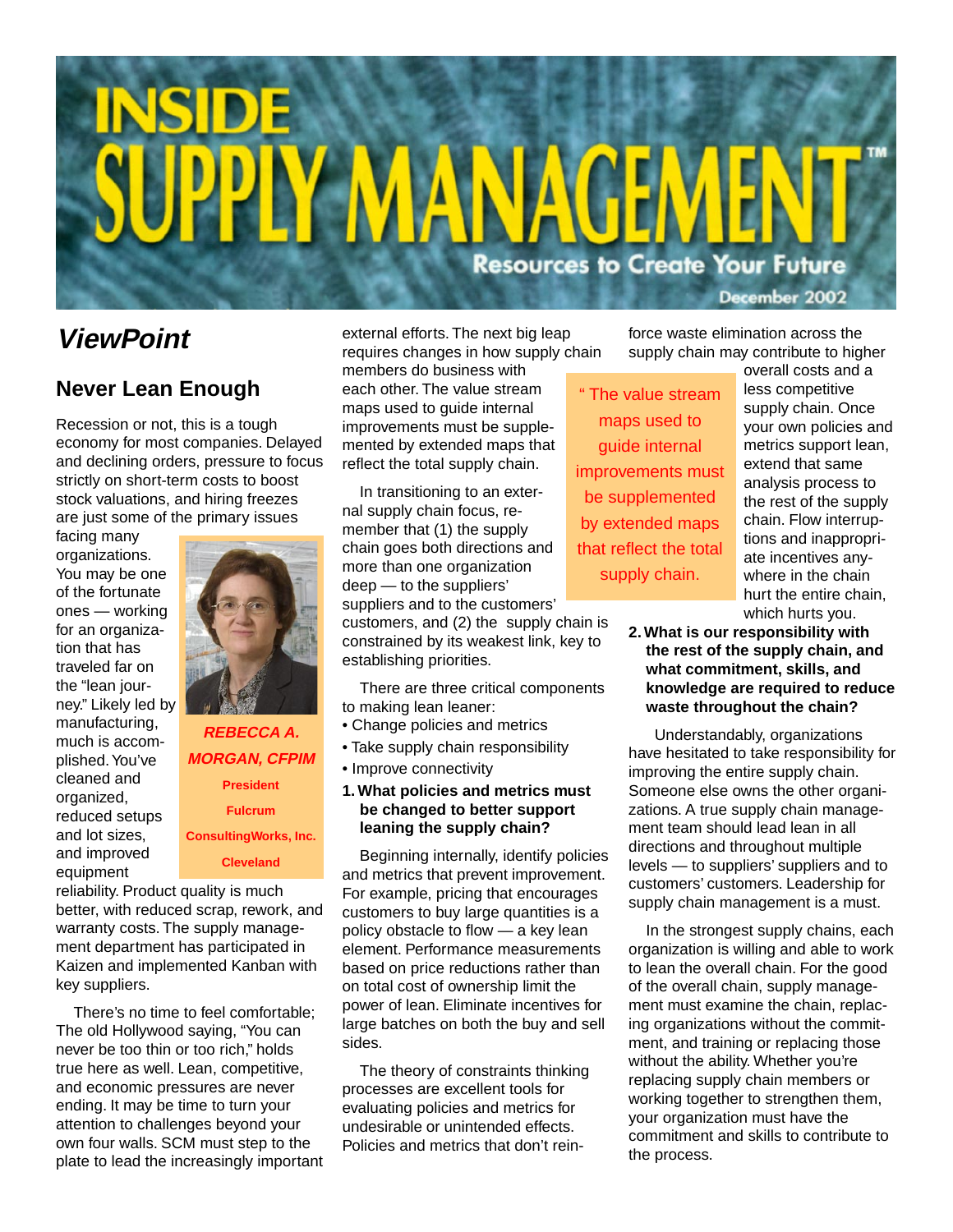# INSIDE SUPPLY MANAGEMENT™

Resources to Create Your Future

December 2002

## *ViewPoint*

### Never Lean Enough

Recession or not, this is a tough economy for most companies. Delayed and declining orders, pressure to focus strictly on short-term costs to boost stock valuations, and hiring freezes are just some of the primary issues facing many organizations. You may be one of the fortunate ones — working for an organization that has traveled far on the "lean journey." Likely led by manufacturing, much is accomplished. You've cleaned and organized, reduced setups and lot sizes, and improved equipment reliability. Product quality is much better, with reduced scrap, rework, and warranty costs. The supply management department has participated in Kaizen and implemented Kanban with key suppliers.

***REBECCA A. MORGAN, CFPIM***
**President**
**Fulcrum ConsultingWorks, Inc.**
**Cleveland**

There's no time to feel comfortable; The old Hollywood saying, "You can never be too thin or too rich," holds true here as well. Lean, competitive, and economic pressures are never ending. It may be time to turn your attention to challenges beyond your own four walls. SCM must step to the plate to lead the increasingly important external efforts. The next big leap requires changes in how supply chain members do business with each other. The value stream maps used to guide internal improvements must be supplemented by extended maps that reflect the total supply chain.

In transitioning to an external supply chain focus, remember that (1) the supply chain goes both directions and more than one organization deep — to the suppliers' suppliers and to the customers' customers, and (2) the supply chain is constrained by its weakest link, key to establishing priorities.

There are three critical components to making lean leaner:

- Change policies and metrics
- Take supply chain responsibility
- Improve connectivity

**1. What policies and metrics must be changed to better support leaning the supply chain?**

Beginning internally, identify policies and metrics that prevent improvement. For example, pricing that encourages customers to buy large quantities is a policy obstacle to flow — a key lean element. Performance measurements based on price reductions rather than on total cost of ownership limit the power of lean. Eliminate incentives for large batches on both the buy and sell sides.

The theory of constraints thinking processes are excellent tools for evaluating policies and metrics for undesirable or unintended effects. Policies and metrics that don't reinforce waste elimination across the supply chain may contribute to higher overall costs and a less competitive supply chain. Once your own policies and metrics support lean, extend that same analysis process to the rest of the supply chain. Flow interruptions and inappropriate incentives anywhere in the chain hurt the entire chain, which hurts you.

> " The value stream maps used to guide internal improvements must be supplemented by extended maps that reflect the total supply chain.

**2. What is our responsibility with the rest of the supply chain, and what commitment, skills, and knowledge are required to reduce waste throughout the chain?**

Understandably, organizations have hesitated to take responsibility for improving the entire supply chain. Someone else owns the other organizations. A true supply chain management team should lead lean in all directions and throughout multiple levels — to suppliers' suppliers and to customers' customers. Leadership for supply chain management is a must.

In the strongest supply chains, each organization is willing and able to work to lean the overall chain. For the good of the overall chain, supply management must examine the chain, replacing organizations without the commitment, and training or replacing those without the ability. Whether you're replacing supply chain members or working together to strengthen them, your organization must have the commitment and skills to contribute to the process.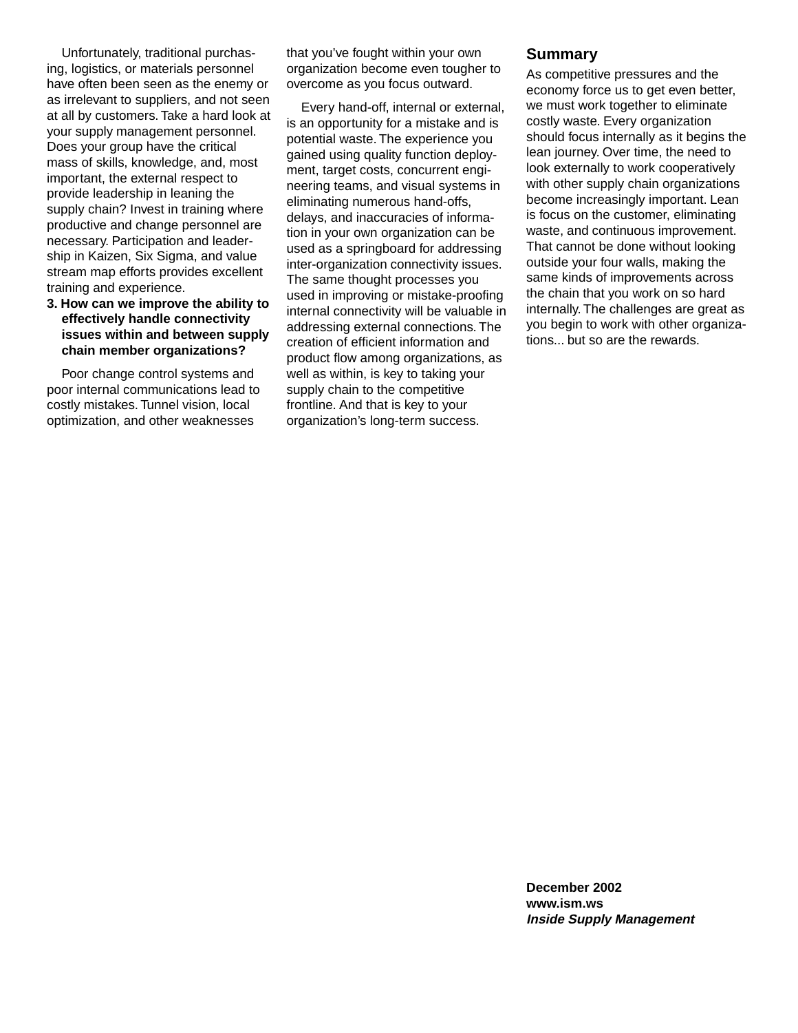Unfortunately, traditional purchasing, logistics, or materials personnel have often been seen as the enemy or as irrelevant to suppliers, and not seen at all by customers. Take a hard look at your supply management personnel. Does your group have the critical mass of skills, knowledge, and, most important, the external respect to provide leadership in leaning the supply chain? Invest in training where productive and change personnel are necessary. Participation and leadership in Kaizen, Six Sigma, and value stream map efforts provides excellent training and experience.

**3. How can we improve the ability to effectively handle connectivity issues within and between supply chain member organizations?**

Poor change control systems and poor internal communications lead to costly mistakes. Tunnel vision, local optimization, and other weaknesses that you've fought within your own organization become even tougher to overcome as you focus outward.

Every hand-off, internal or external, is an opportunity for a mistake and is potential waste. The experience you gained using quality function deployment, target costs, concurrent engineering teams, and visual systems in eliminating numerous hand-offs, delays, and inaccuracies of information in your own organization can be used as a springboard for addressing inter-organization connectivity issues. The same thought processes you used in improving or mistake-proofing internal connectivity will be valuable in addressing external connections. The creation of efficient information and product flow among organizations, as well as within, is key to taking your supply chain to the competitive frontline. And that is key to your organization's long-term success.

## Summary

As competitive pressures and the economy force us to get even better, we must work together to eliminate costly waste. Every organization should focus internally as it begins the lean journey. Over time, the need to look externally to work cooperatively with other supply chain organizations become increasingly important. Lean is focus on the customer, eliminating waste, and continuous improvement. That cannot be done without looking outside your four walls, making the same kinds of improvements across the chain that you work on so hard internally. The challenges are great as you begin to work with other organizations... but so are the rewards.